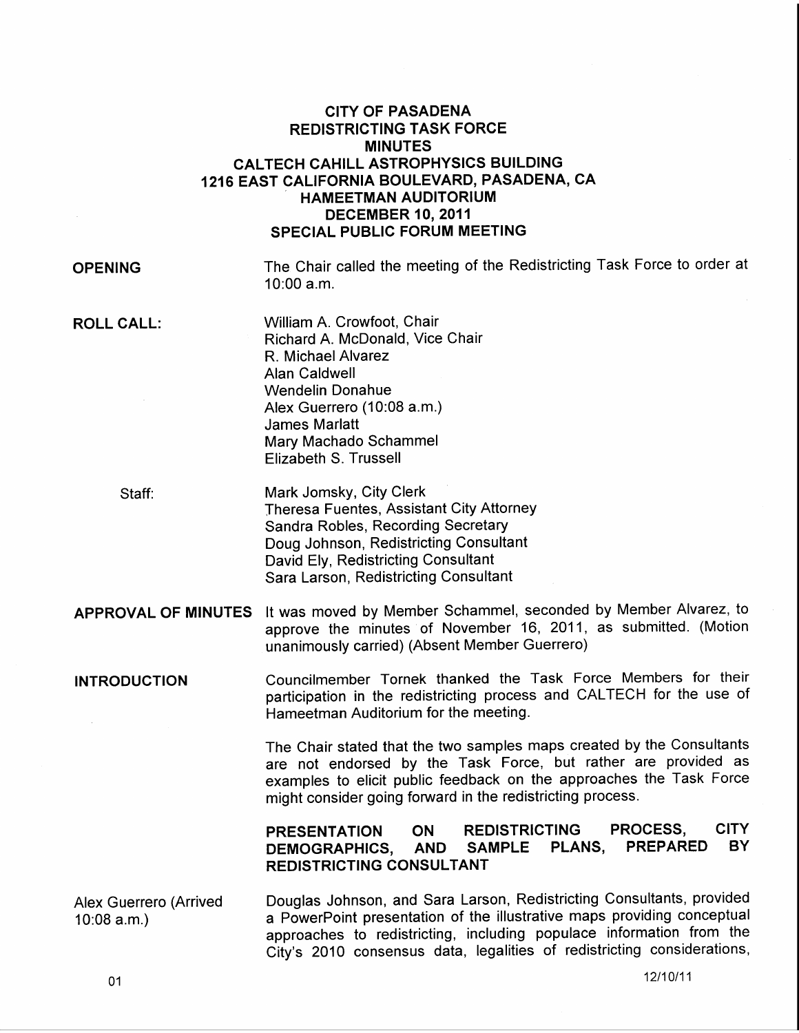# CITY OF PASADENA
## REDISTRICTING TASK FORCE
## MINUTES
## CALTECH CAHILL ASTROPHYSICS BUILDING
## 1216 EAST CALIFORNIA BOULEVARD, PASADENA, CA
## HAMEETMAN AUDITORIUM
## DECEMBER 10, 2011
## SPECIAL PUBLIC FORUM MEETING

**OPENING**

The Chair called the meeting of the Redistricting Task Force to order at 10:00 a.m.

**ROLL CALL:**

William A. Crowfoot, Chair
Richard A. McDonald, Vice Chair
R. Michael Alvarez
Alan Caldwell
Wendelin Donahue
Alex Guerrero (10:08 a.m.)
James Marlatt
Mary Machado Schammel
Elizabeth S. Trussell

Staff:

Mark Jomsky, City Clerk
Theresa Fuentes, Assistant City Attorney
Sandra Robles, Recording Secretary
Doug Johnson, Redistricting Consultant
David Ely, Redistricting Consultant
Sara Larson, Redistricting Consultant

**APPROVAL OF MINUTES**

It was moved by Member Schammel, seconded by Member Alvarez, to approve the minutes of November 16, 2011, as submitted. (Motion unanimously carried) (Absent Member Guerrero)

**INTRODUCTION**

Councilmember Tornek thanked the Task Force Members for their participation in the redistricting process and CALTECH for the use of Hameetman Auditorium for the meeting.

The Chair stated that the two samples maps created by the Consultants are not endorsed by the Task Force, but rather are provided as examples to elicit public feedback on the approaches the Task Force might consider going forward in the redistricting process.

**PRESENTATION ON REDISTRICTING PROCESS, CITY DEMOGRAPHICS, AND SAMPLE PLANS, PREPARED BY REDISTRICTING CONSULTANT**

Alex Guerrero (Arrived 10:08 a.m.)

Douglas Johnson, and Sara Larson, Redistricting Consultants, provided a PowerPoint presentation of the illustrative maps providing conceptual approaches to redistricting, including populace information from the City's 2010 consensus data, legalities of redistricting considerations,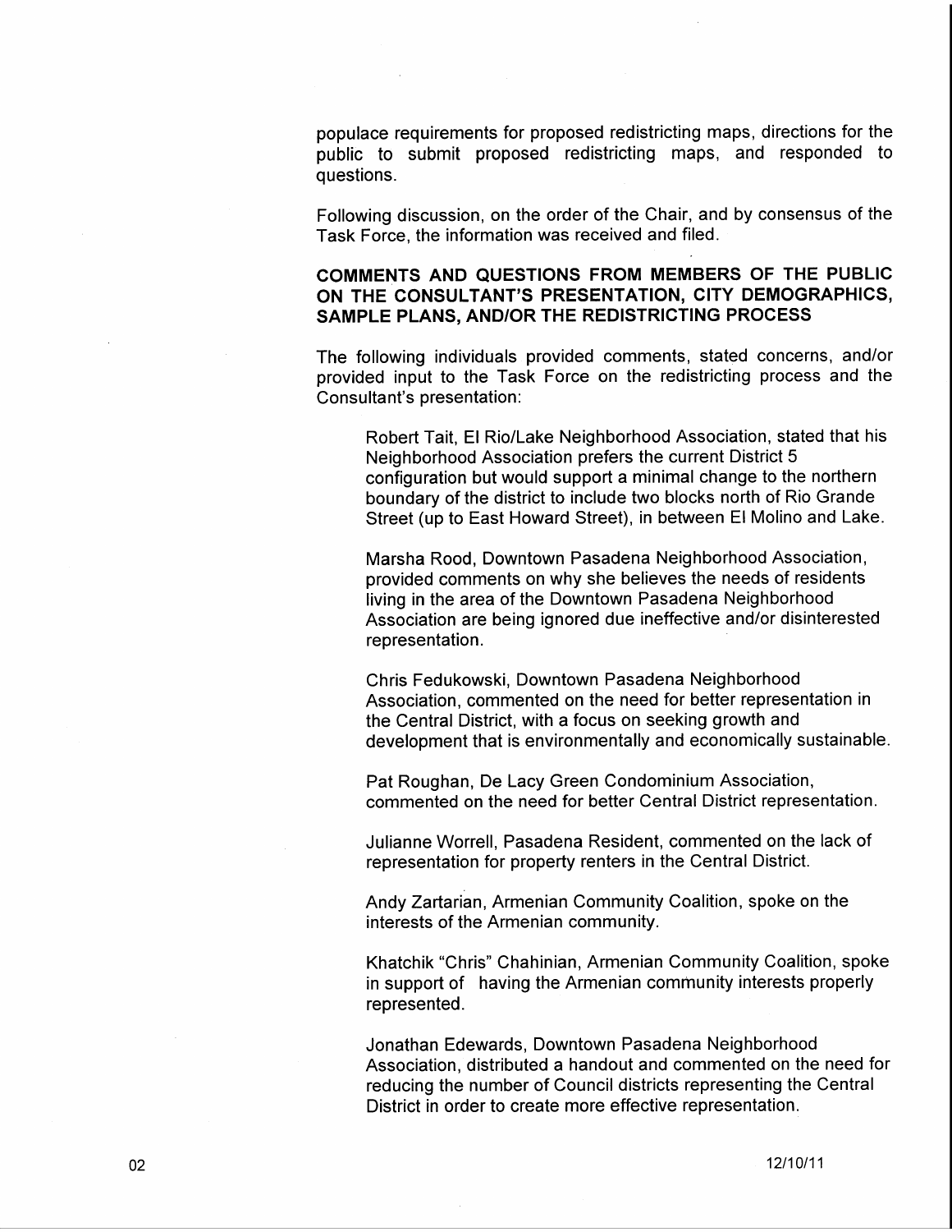populace requirements for proposed redistricting maps, directions for the public to submit proposed redistricting maps, and responded to questions.

Following discussion, on the order of the Chair, and by consensus of the Task Force, the information was received and filed.

**COMMENTS AND QUESTIONS FROM MEMBERS OF THE PUBLIC ON THE CONSULTANT'S PRESENTATION, CITY DEMOGRAPHICS, SAMPLE PLANS, AND/OR THE REDISTRICTING PROCESS**

The following individuals provided comments, stated concerns, and/or provided input to the Task Force on the redistricting process and the Consultant's presentation:

Robert Tait, El Rio/Lake Neighborhood Association, stated that his Neighborhood Association prefers the current District 5 configuration but would support a minimal change to the northern boundary of the district to include two blocks north of Rio Grande Street (up to East Howard Street), in between El Molino and Lake.

Marsha Rood, Downtown Pasadena Neighborhood Association, provided comments on why she believes the needs of residents living in the area of the Downtown Pasadena Neighborhood Association are being ignored due ineffective and/or disinterested representation.

Chris Fedukowski, Downtown Pasadena Neighborhood Association, commented on the need for better representation in the Central District, with a focus on seeking growth and development that is environmentally and economically sustainable.

Pat Roughan, De Lacy Green Condominium Association, commented on the need for better Central District representation.

Julianne Worrell, Pasadena Resident, commented on the lack of representation for property renters in the Central District.

Andy Zartarian, Armenian Community Coalition, spoke on the interests of the Armenian community.

Khatchik "Chris" Chahinian, Armenian Community Coalition, spoke in support of having the Armenian community interests properly represented.

Jonathan Edewards, Downtown Pasadena Neighborhood Association, distributed a handout and commented on the need for reducing the number of Council districts representing the Central District in order to create more effective representation.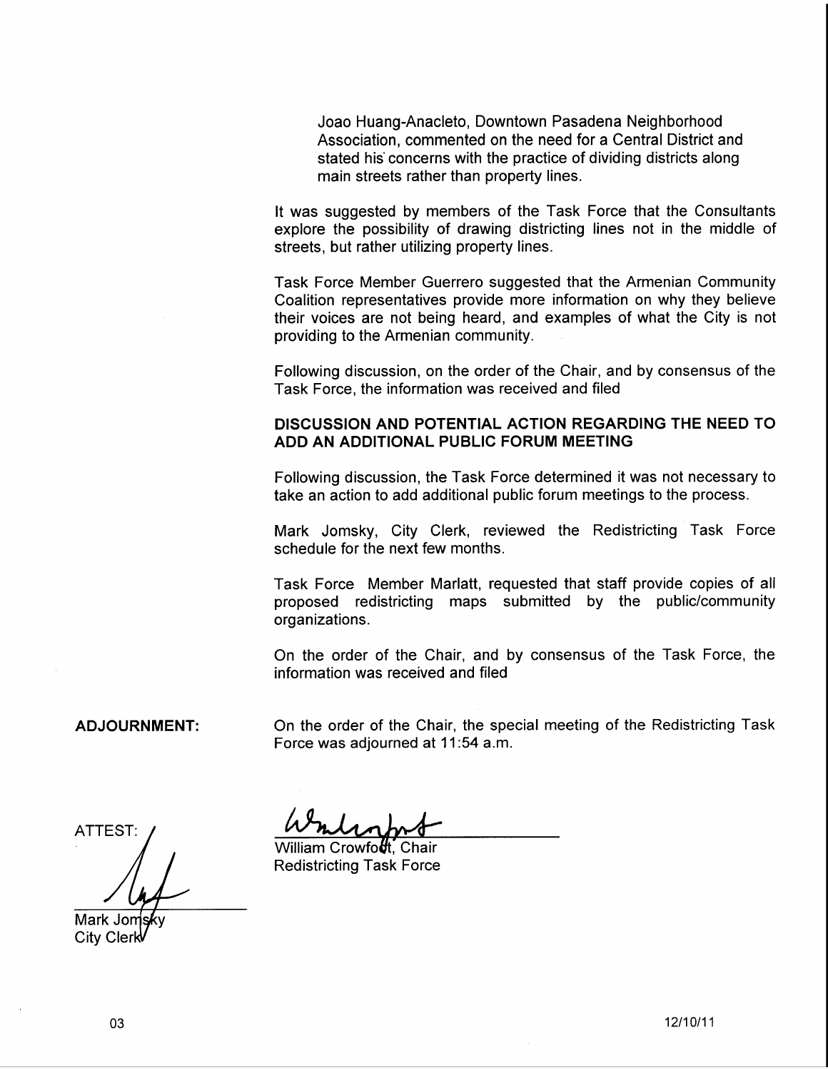Joao Huang-Anacleto, Downtown Pasadena Neighborhood Association, commented on the need for a Central District and stated his concerns with the practice of dividing districts along main streets rather than property lines.

It was suggested by members of the Task Force that the Consultants explore the possibility of drawing districting lines not in the middle of streets, but rather utilizing property lines.

Task Force Member Guerrero suggested that the Armenian Community Coalition representatives provide more information on why they believe their voices are not being heard, and examples of what the City is not providing to the Armenian community.

Following discussion, on the order of the Chair, and by consensus of the Task Force, the information was received and filed

**DISCUSSION AND POTENTIAL ACTION REGARDING THE NEED TO ADD AN ADDITIONAL PUBLIC FORUM MEETING**

Following discussion, the Task Force determined it was not necessary to take an action to add additional public forum meetings to the process.

Mark Jomsky, City Clerk, reviewed the Redistricting Task Force schedule for the next few months.

Task Force Member Marlatt, requested that staff provide copies of all proposed redistricting maps submitted by the public/community organizations.

On the order of the Chair, and by consensus of the Task Force, the information was received and filed

**ADJOURNMENT:** On the order of the Chair, the special meeting of the Redistricting Task Force was adjourned at 11:54 a.m.

ATTEST:

Mark Jomsky
City Clerk

William Crowfoot, Chair
Redistricting Task Force

03

12/10/11